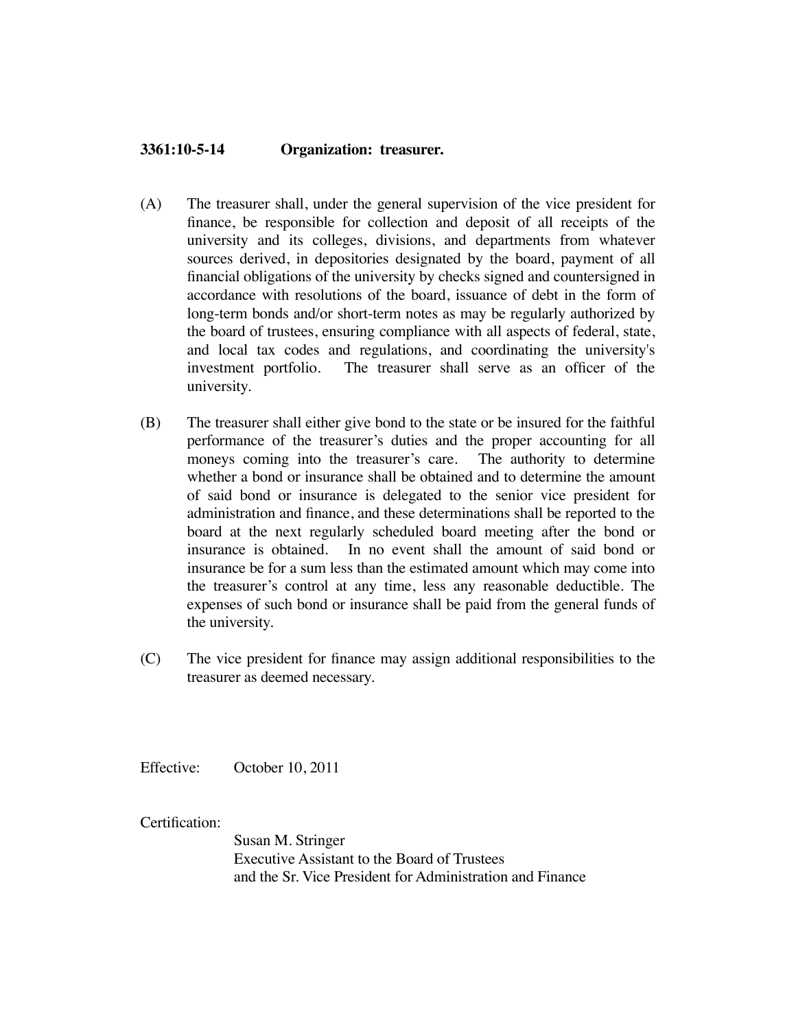## 3361:10-5-14 Organization: treasurer.

(A) The treasurer shall, under the general supervision of the vice president for finance, be responsible for collection and deposit of all receipts of the university and its colleges, divisions, and departments from whatever sources derived, in depositories designated by the board, payment of all financial obligations of the university by checks signed and countersigned in accordance with resolutions of the board, issuance of debt in the form of long-term bonds and/or short-term notes as may be regularly authorized by the board of trustees, ensuring compliance with all aspects of federal, state, and local tax codes and regulations, and coordinating the university's investment portfolio. The treasurer shall serve as an officer of the university.

(B) The treasurer shall either give bond to the state or be insured for the faithful performance of the treasurer's duties and the proper accounting for all moneys coming into the treasurer's care. The authority to determine whether a bond or insurance shall be obtained and to determine the amount of said bond or insurance is delegated to the senior vice president for administration and finance, and these determinations shall be reported to the board at the next regularly scheduled board meeting after the bond or insurance is obtained. In no event shall the amount of said bond or insurance be for a sum less than the estimated amount which may come into the treasurer's control at any time, less any reasonable deductible. The expenses of such bond or insurance shall be paid from the general funds of the university.

(C) The vice president for finance may assign additional responsibilities to the treasurer as deemed necessary.

Effective: October 10, 2011

Certification:

Susan M. Stringer
Executive Assistant to the Board of Trustees
and the Sr. Vice President for Administration and Finance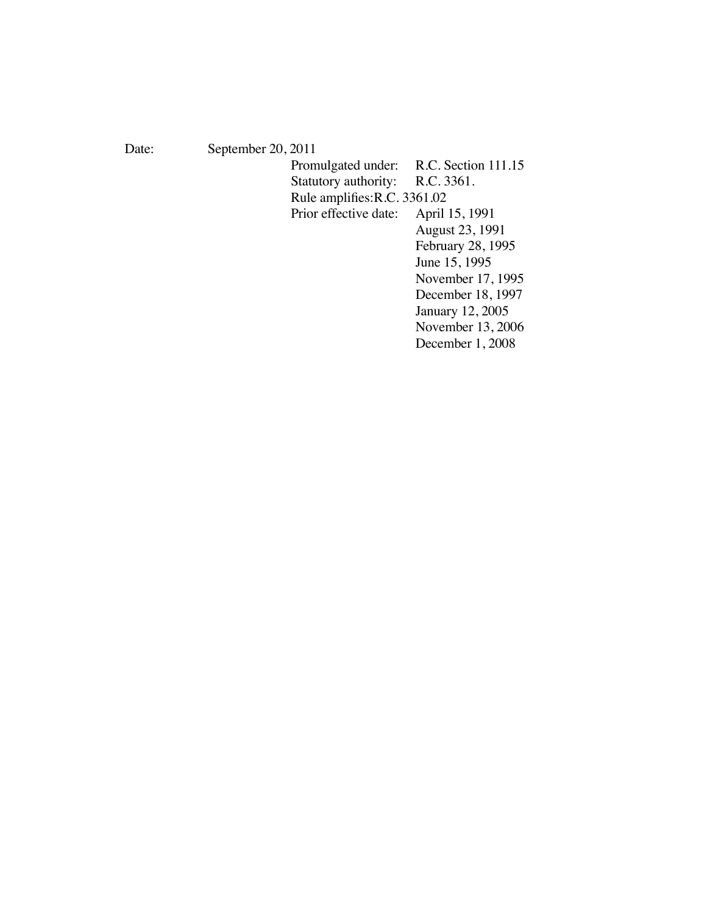Date: September 20, 2011

Promulgated under: R.C. Section 111.15
Statutory authority: R.C. 3361.
Rule amplifies: R.C. 3361.02
Prior effective date: April 15, 1991
August 23, 1991
February 28, 1995
June 15, 1995
November 17, 1995
December 18, 1997
January 12, 2005
November 13, 2006
December 1, 2008